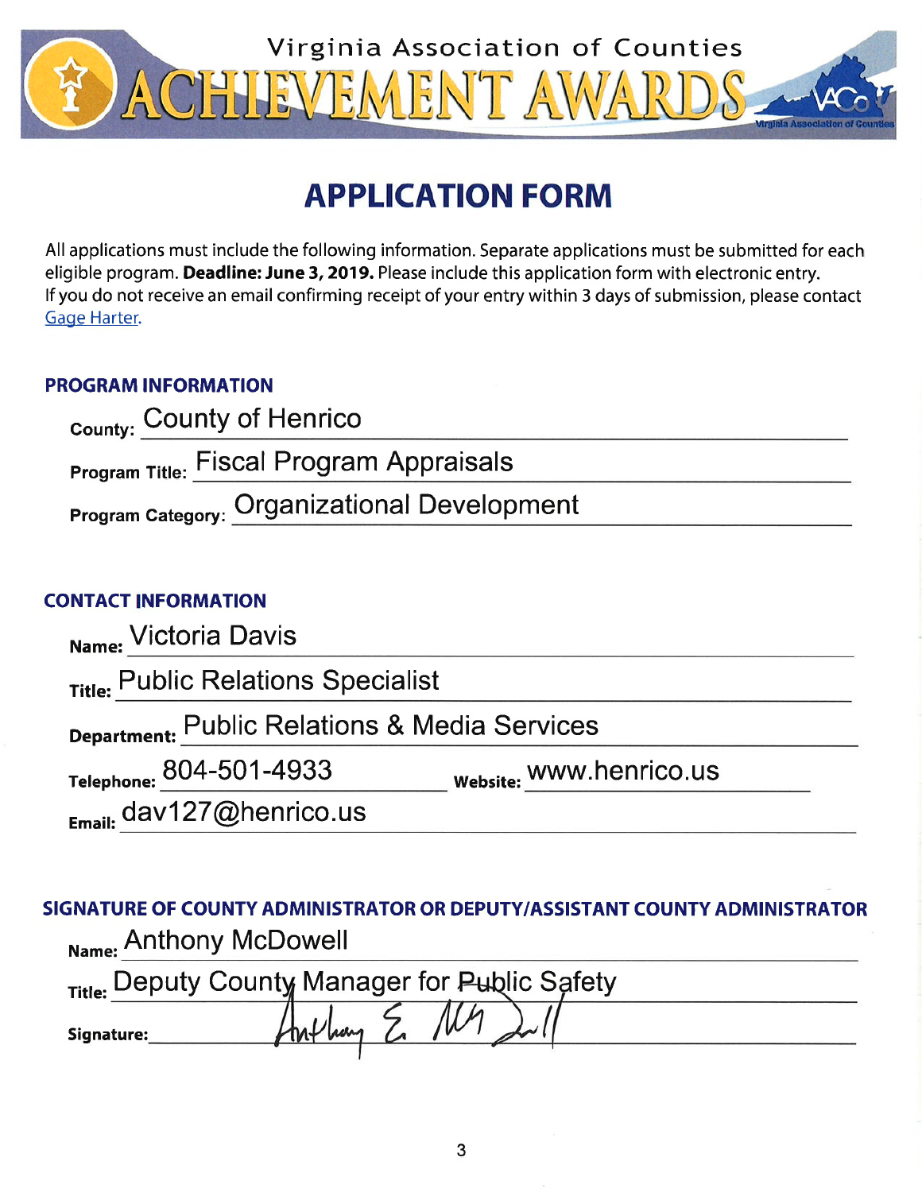Virginia Association of Counties

# ACHIEVEMENT AWARDS

## APPLICATION FORM

All applications must include the following information. Separate applications must be submitted for each eligible program. **Deadline: June 3, 2019.** Please include this application form with electronic entry. If you do not receive an email confirming receipt of your entry within 3 days of submission, please contact Gage Harter.

### PROGRAM INFORMATION

**County:** County of Henrico

**Program Title:** Fiscal Program Appraisals

**Program Category:** Organizational Development

### CONTACT INFORMATION

**Name:** Victoria Davis

**Title:** Public Relations Specialist

**Department:** Public Relations & Media Services

**Telephone:** 804-501-4933 **Website:** www.henrico.us

**Email:** dav127@henrico.us

### SIGNATURE OF COUNTY ADMINISTRATOR OR DEPUTY/ASSISTANT COUNTY ADMINISTRATOR

**Name:** Anthony McDowell

**Title:** Deputy County Manager for Public Safety

**Signature:** Anthony E. McDowell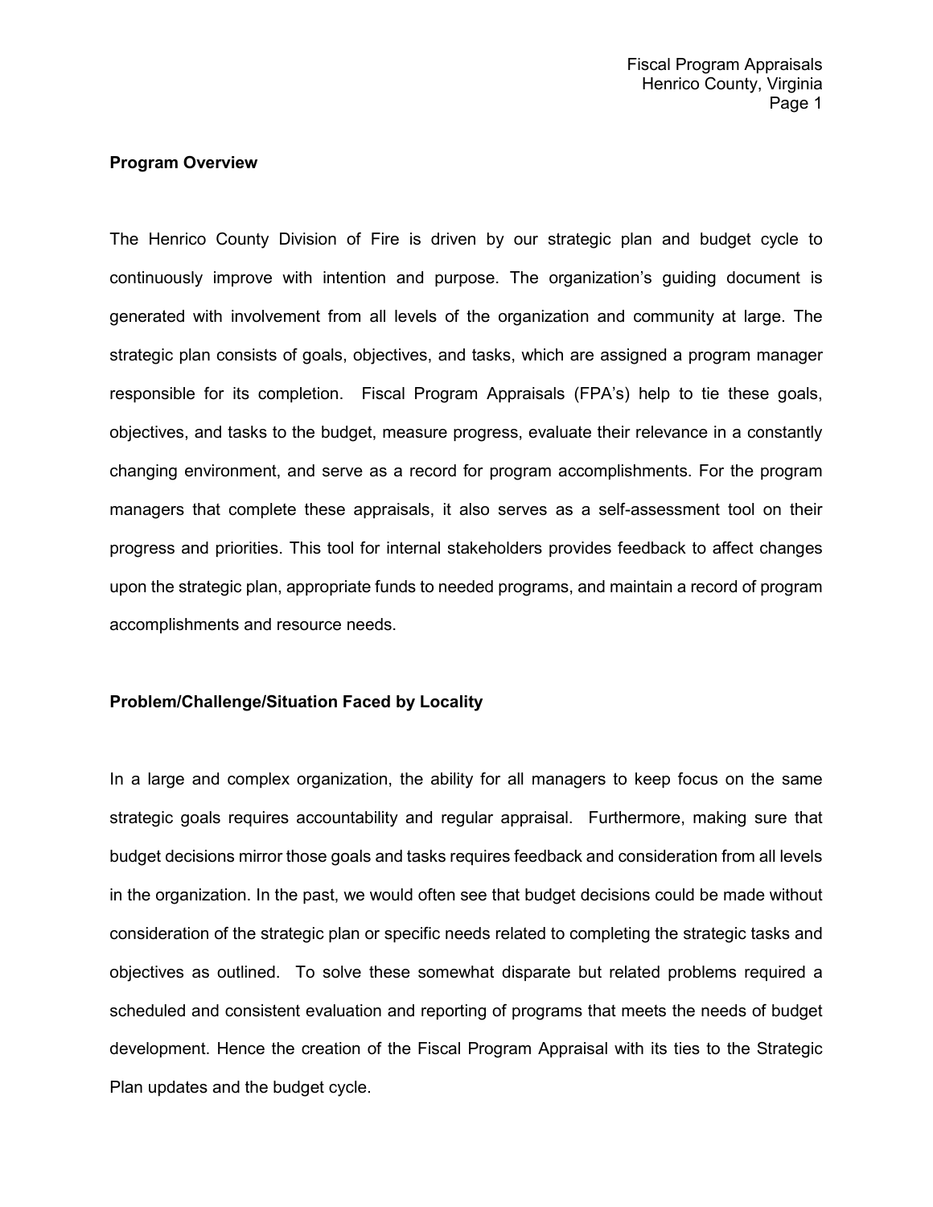## Program Overview

The Henrico County Division of Fire is driven by our strategic plan and budget cycle to continuously improve with intention and purpose. The organization's guiding document is generated with involvement from all levels of the organization and community at large. The strategic plan consists of goals, objectives, and tasks, which are assigned a program manager responsible for its completion. Fiscal Program Appraisals (FPA's) help to tie these goals, objectives, and tasks to the budget, measure progress, evaluate their relevance in a constantly changing environment, and serve as a record for program accomplishments. For the program managers that complete these appraisals, it also serves as a self-assessment tool on their progress and priorities. This tool for internal stakeholders provides feedback to affect changes upon the strategic plan, appropriate funds to needed programs, and maintain a record of program accomplishments and resource needs.

## Problem/Challenge/Situation Faced by Locality

In a large and complex organization, the ability for all managers to keep focus on the same strategic goals requires accountability and regular appraisal. Furthermore, making sure that budget decisions mirror those goals and tasks requires feedback and consideration from all levels in the organization. In the past, we would often see that budget decisions could be made without consideration of the strategic plan or specific needs related to completing the strategic tasks and objectives as outlined. To solve these somewhat disparate but related problems required a scheduled and consistent evaluation and reporting of programs that meets the needs of budget development. Hence the creation of the Fiscal Program Appraisal with its ties to the Strategic Plan updates and the budget cycle.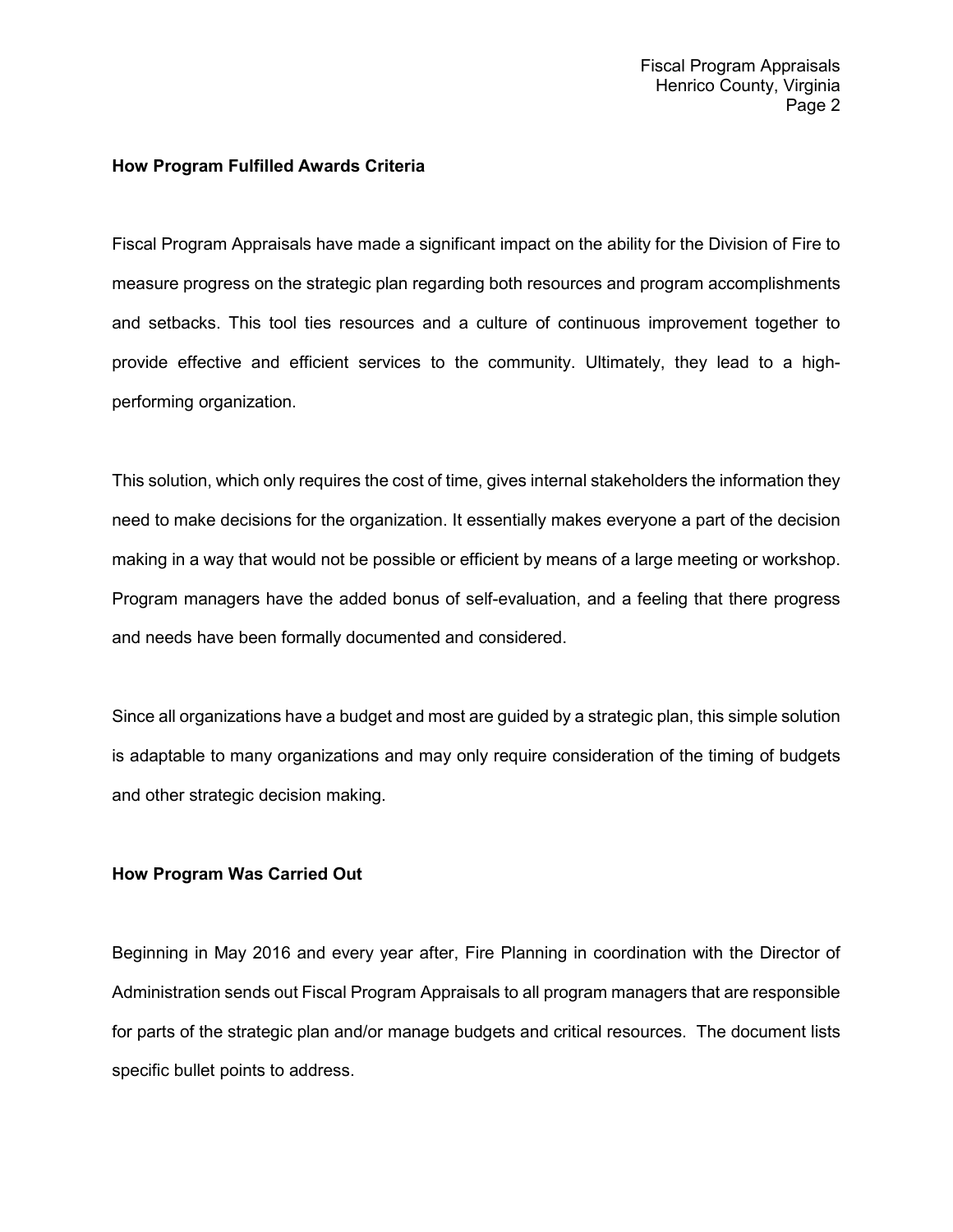**How Program Fulfilled Awards Criteria**

Fiscal Program Appraisals have made a significant impact on the ability for the Division of Fire to measure progress on the strategic plan regarding both resources and program accomplishments and setbacks. This tool ties resources and a culture of continuous improvement together to provide effective and efficient services to the community. Ultimately, they lead to a high-performing organization.

This solution, which only requires the cost of time, gives internal stakeholders the information they need to make decisions for the organization. It essentially makes everyone a part of the decision making in a way that would not be possible or efficient by means of a large meeting or workshop. Program managers have the added bonus of self-evaluation, and a feeling that there progress and needs have been formally documented and considered.

Since all organizations have a budget and most are guided by a strategic plan, this simple solution is adaptable to many organizations and may only require consideration of the timing of budgets and other strategic decision making.

**How Program Was Carried Out**

Beginning in May 2016 and every year after, Fire Planning in coordination with the Director of Administration sends out Fiscal Program Appraisals to all program managers that are responsible for parts of the strategic plan and/or manage budgets and critical resources. The document lists specific bullet points to address.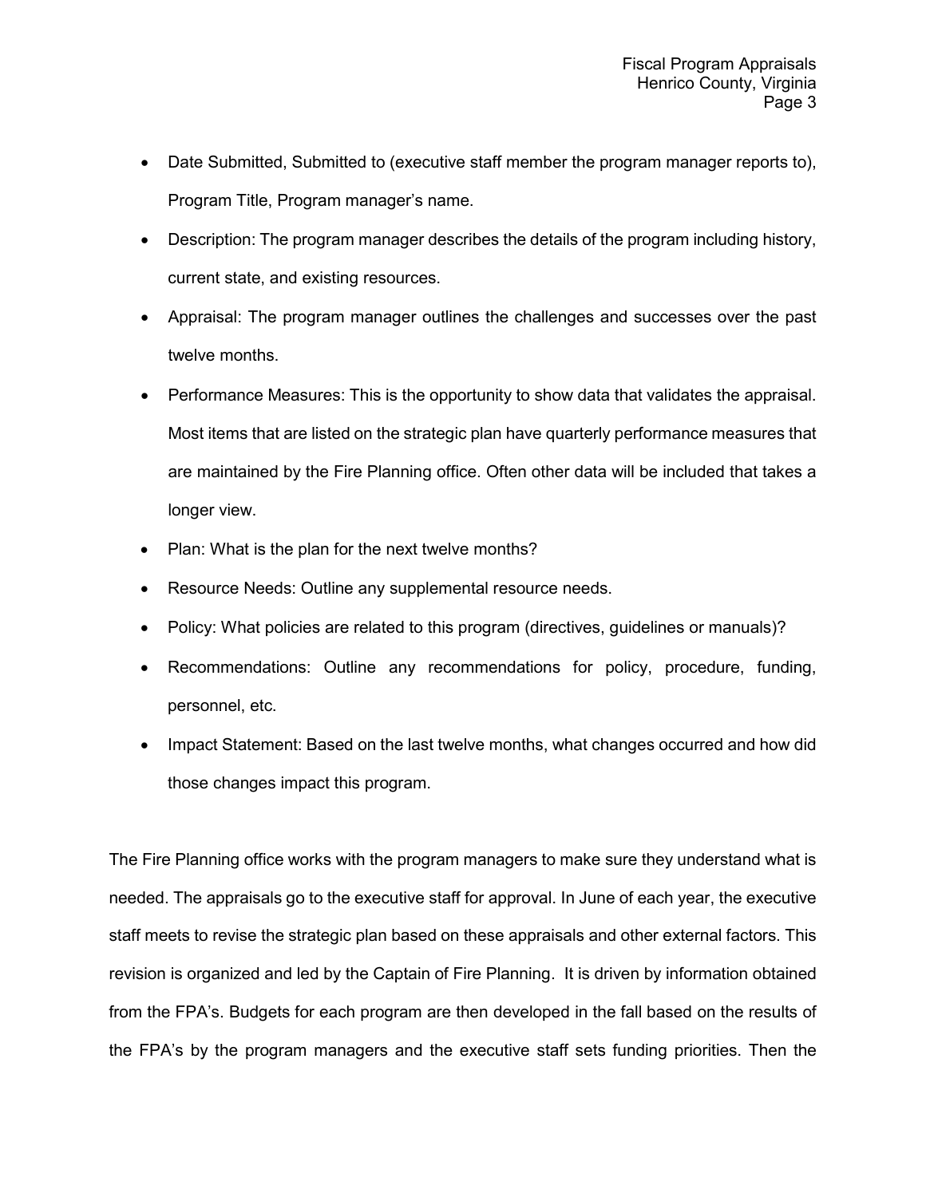- Date Submitted, Submitted to (executive staff member the program manager reports to), Program Title, Program manager's name.
- Description: The program manager describes the details of the program including history, current state, and existing resources.
- Appraisal: The program manager outlines the challenges and successes over the past twelve months.
- Performance Measures: This is the opportunity to show data that validates the appraisal. Most items that are listed on the strategic plan have quarterly performance measures that are maintained by the Fire Planning office. Often other data will be included that takes a longer view.
- Plan: What is the plan for the next twelve months?
- Resource Needs: Outline any supplemental resource needs.
- Policy: What policies are related to this program (directives, guidelines or manuals)?
- Recommendations: Outline any recommendations for policy, procedure, funding, personnel, etc.
- Impact Statement: Based on the last twelve months, what changes occurred and how did those changes impact this program.

The Fire Planning office works with the program managers to make sure they understand what is needed. The appraisals go to the executive staff for approval. In June of each year, the executive staff meets to revise the strategic plan based on these appraisals and other external factors. This revision is organized and led by the Captain of Fire Planning. It is driven by information obtained from the FPA's. Budgets for each program are then developed in the fall based on the results of the FPA's by the program managers and the executive staff sets funding priorities. Then the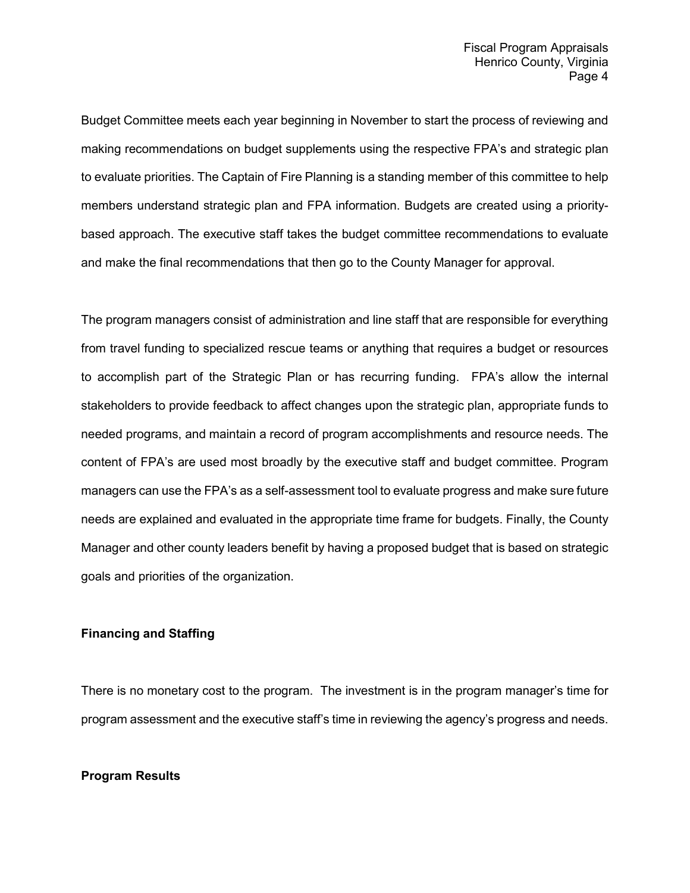Budget Committee meets each year beginning in November to start the process of reviewing and making recommendations on budget supplements using the respective FPA's and strategic plan to evaluate priorities. The Captain of Fire Planning is a standing member of this committee to help members understand strategic plan and FPA information. Budgets are created using a priority-based approach. The executive staff takes the budget committee recommendations to evaluate and make the final recommendations that then go to the County Manager for approval.

The program managers consist of administration and line staff that are responsible for everything from travel funding to specialized rescue teams or anything that requires a budget or resources to accomplish part of the Strategic Plan or has recurring funding. FPA's allow the internal stakeholders to provide feedback to affect changes upon the strategic plan, appropriate funds to needed programs, and maintain a record of program accomplishments and resource needs. The content of FPA's are used most broadly by the executive staff and budget committee. Program managers can use the FPA's as a self-assessment tool to evaluate progress and make sure future needs are explained and evaluated in the appropriate time frame for budgets. Finally, the County Manager and other county leaders benefit by having a proposed budget that is based on strategic goals and priorities of the organization.

**Financing and Staffing**

There is no monetary cost to the program. The investment is in the program manager's time for program assessment and the executive staff's time in reviewing the agency's progress and needs.

**Program Results**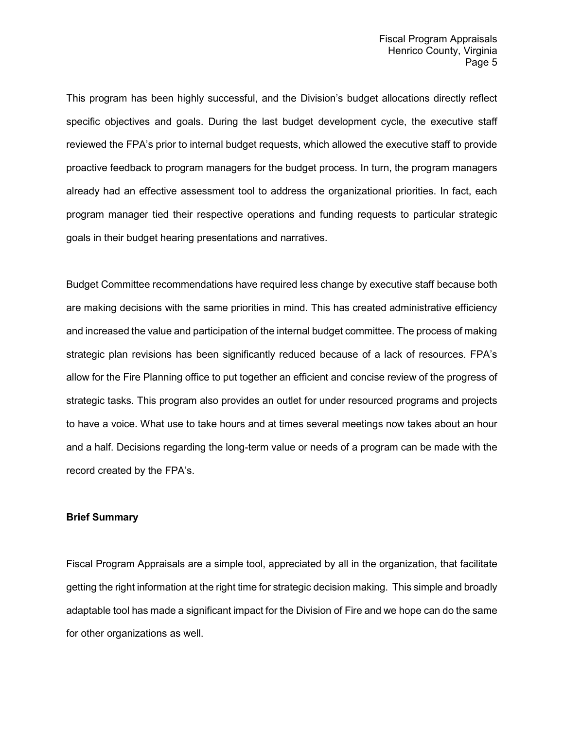This program has been highly successful, and the Division's budget allocations directly reflect specific objectives and goals. During the last budget development cycle, the executive staff reviewed the FPA's prior to internal budget requests, which allowed the executive staff to provide proactive feedback to program managers for the budget process. In turn, the program managers already had an effective assessment tool to address the organizational priorities. In fact, each program manager tied their respective operations and funding requests to particular strategic goals in their budget hearing presentations and narratives.

Budget Committee recommendations have required less change by executive staff because both are making decisions with the same priorities in mind. This has created administrative efficiency and increased the value and participation of the internal budget committee. The process of making strategic plan revisions has been significantly reduced because of a lack of resources. FPA's allow for the Fire Planning office to put together an efficient and concise review of the progress of strategic tasks. This program also provides an outlet for under resourced programs and projects to have a voice. What use to take hours and at times several meetings now takes about an hour and a half. Decisions regarding the long-term value or needs of a program can be made with the record created by the FPA's.

**Brief Summary**

Fiscal Program Appraisals are a simple tool, appreciated by all in the organization, that facilitate getting the right information at the right time for strategic decision making. This simple and broadly adaptable tool has made a significant impact for the Division of Fire and we hope can do the same for other organizations as well.